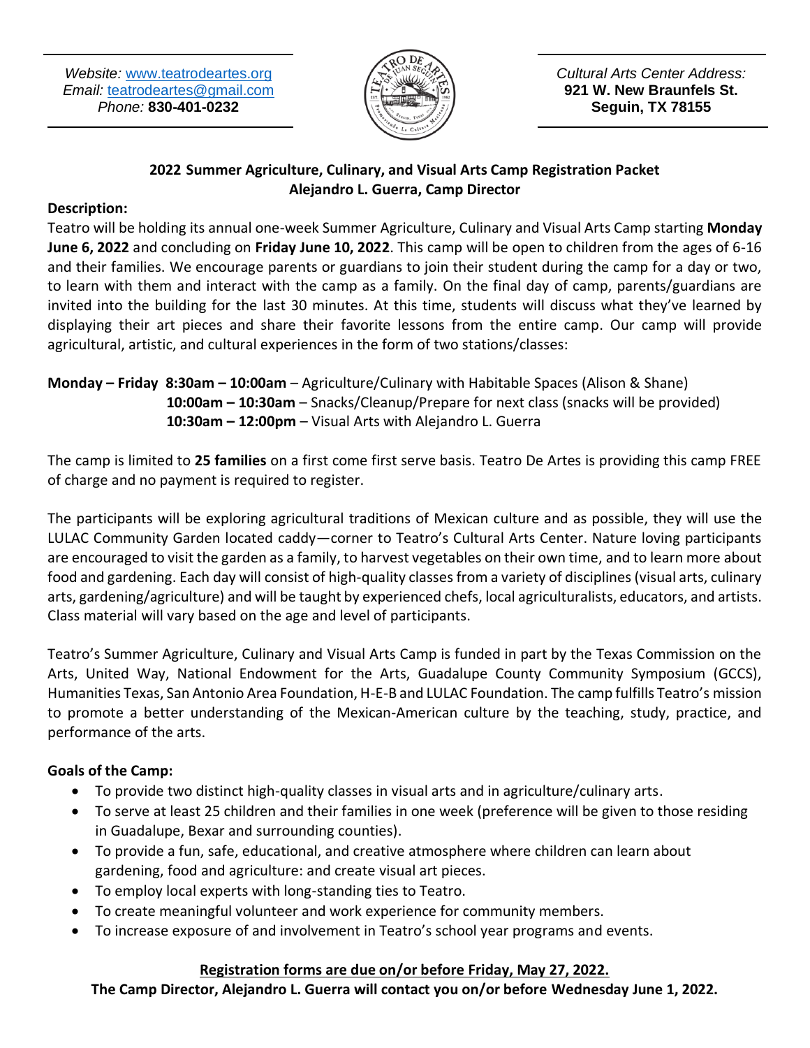*Website:* www.teatrodeartes.org
*Email:* teatrodeartes@gmail.com
*Phone:* **830-401-0232**

*Cultural Arts Center Address:*
**921 W. New Braunfels St.**
**Seguin, TX 78155**

## 2022 Summer Agriculture, Culinary, and Visual Arts Camp Registration Packet
## Alejandro L. Guerra, Camp Director

**Description:**

Teatro will be holding its annual one-week Summer Agriculture, Culinary and Visual Arts Camp starting **Monday June 6, 2022** and concluding on **Friday June 10, 2022**. This camp will be open to children from the ages of 6-16 and their families. We encourage parents or guardians to join their student during the camp for a day or two, to learn with them and interact with the camp as a family. On the final day of camp, parents/guardians are invited into the building for the last 30 minutes. At this time, students will discuss what they've learned by displaying their art pieces and share their favorite lessons from the entire camp. Our camp will provide agricultural, artistic, and cultural experiences in the form of two stations/classes:

**Monday – Friday** **8:30am – 10:00am** – Agriculture/Culinary with Habitable Spaces (Alison & Shane)
**10:00am – 10:30am** – Snacks/Cleanup/Prepare for next class (snacks will be provided)
**10:30am – 12:00pm** – Visual Arts with Alejandro L. Guerra

The camp is limited to **25 families** on a first come first serve basis. Teatro De Artes is providing this camp FREE of charge and no payment is required to register.

The participants will be exploring agricultural traditions of Mexican culture and as possible, they will use the LULAC Community Garden located caddy—corner to Teatro's Cultural Arts Center. Nature loving participants are encouraged to visit the garden as a family, to harvest vegetables on their own time, and to learn more about food and gardening. Each day will consist of high-quality classes from a variety of disciplines (visual arts, culinary arts, gardening/agriculture) and will be taught by experienced chefs, local agriculturalists, educators, and artists. Class material will vary based on the age and level of participants.

Teatro's Summer Agriculture, Culinary and Visual Arts Camp is funded in part by the Texas Commission on the Arts, United Way, National Endowment for the Arts, Guadalupe County Community Symposium (GCCS), Humanities Texas, San Antonio Area Foundation, H-E-B and LULAC Foundation. The camp fulfills Teatro's mission to promote a better understanding of the Mexican-American culture by the teaching, study, practice, and performance of the arts.

**Goals of the Camp:**

- To provide two distinct high-quality classes in visual arts and in agriculture/culinary arts.
- To serve at least 25 children and their families in one week (preference will be given to those residing in Guadalupe, Bexar and surrounding counties).
- To provide a fun, safe, educational, and creative atmosphere where children can learn about gardening, food and agriculture: and create visual art pieces.
- To employ local experts with long-standing ties to Teatro.
- To create meaningful volunteer and work experience for community members.
- To increase exposure of and involvement in Teatro's school year programs and events.

**Registration forms are due on/or before Friday, May 27, 2022.**
**The Camp Director, Alejandro L. Guerra will contact you on/or before Wednesday June 1, 2022.**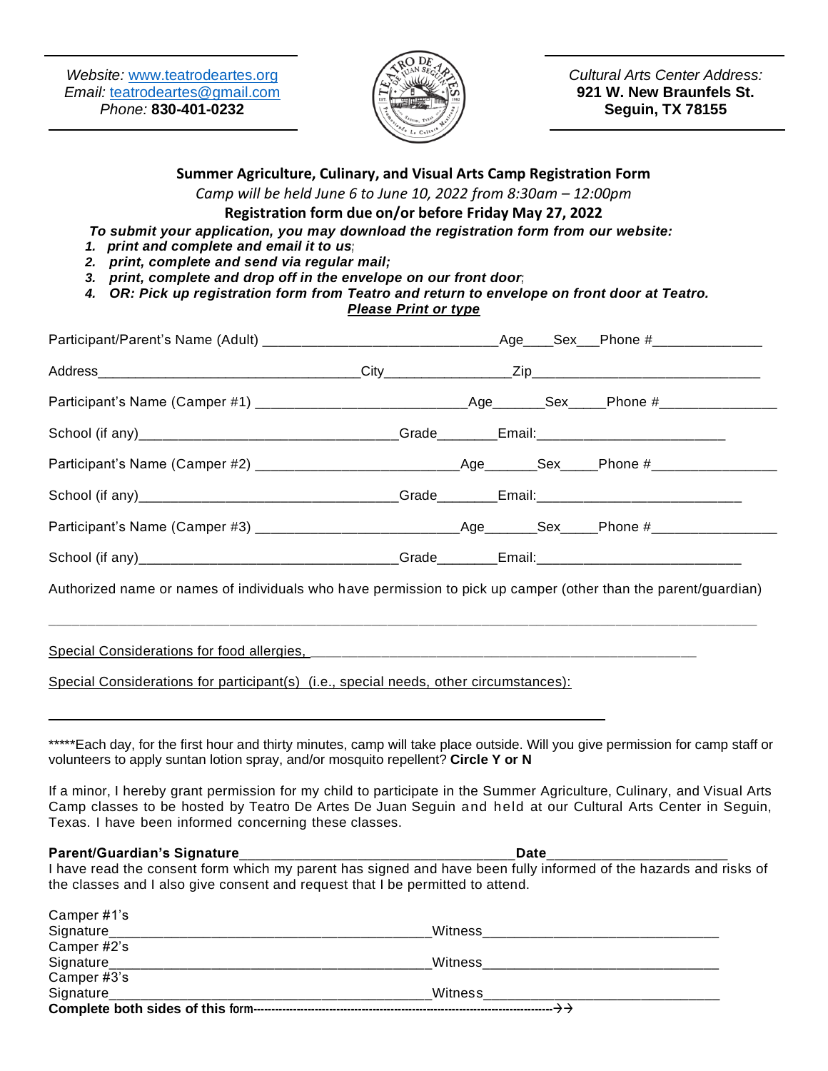Website: www.teatrodeartes.org
Email: teatrodeartes@gmail.com
Phone: **830-401-0232**

Cultural Arts Center Address:
**921 W. New Braunfels St.**
**Seguin, TX 78155**

## Summer Agriculture, Culinary, and Visual Arts Camp Registration Form

*Camp will be held June 6 to June 10, 2022 from 8:30am – 12:00pm*

**Registration form due on/or before Friday May 27, 2022**

***To submit your application, you may download the registration form from our website:***

1. ***print and complete and email it to us;***
2. ***print, complete and send via regular mail;***
3. ***print, complete and drop off in the envelope on our front door;***
4. ***OR: Pick up registration form from Teatro and return to envelope on front door at Teatro.***

***Please Print or type***

Participant/Parent's Name (Adult) ______________________________Age____Sex___Phone #______________

Address_________________________________City________________Zip____________________________

Participant's Name (Camper #1) ___________________________Age_______Sex_____Phone #_______________

School (if any)_________________________________Grade________Email:________________________

Participant's Name (Camper #2) __________________________Age_______Sex_____Phone #________________

School (if any)_________________________________Grade________Email:__________________________

Participant's Name (Camper #3) __________________________Age_______Sex_____Phone #________________

School (if any)_________________________________Grade________Email:__________________________

Authorized name or names of individuals who have permission to pick up camper (other than the parent/guardian)

___________________________________________________________________________________________

Special Considerations for food allergies, ________________________________________________

Special Considerations for participant(s) (i.e., special needs, other circumstances):

______________________________________________________________________

*****Each day, for the first hour and thirty minutes, camp will take place outside. Will you give permission for camp staff or volunteers to apply suntan lotion spray, and/or mosquito repellent? **Circle Y or N**

If a minor, I hereby grant permission for my child to participate in the Summer Agriculture, Culinary, and Visual Arts Camp classes to be hosted by Teatro De Artes De Juan Seguin and held at our Cultural Arts Center in Seguin, Texas. I have been informed concerning these classes.

**Parent/Guardian's Signature**___________________________________**Date**______________________

I have read the consent form which my parent has signed and have been fully informed of the hazards and risks of the classes and I also give consent and request that I be permitted to attend.

Camper #1's Signature_________________________________________Witness______________________________

Camper #2's Signature_________________________________________Witness______________________________

Camper #3's Signature_________________________________________Witness______________________________

**Complete both sides of this form**-----------------------------------------------------------------------------→→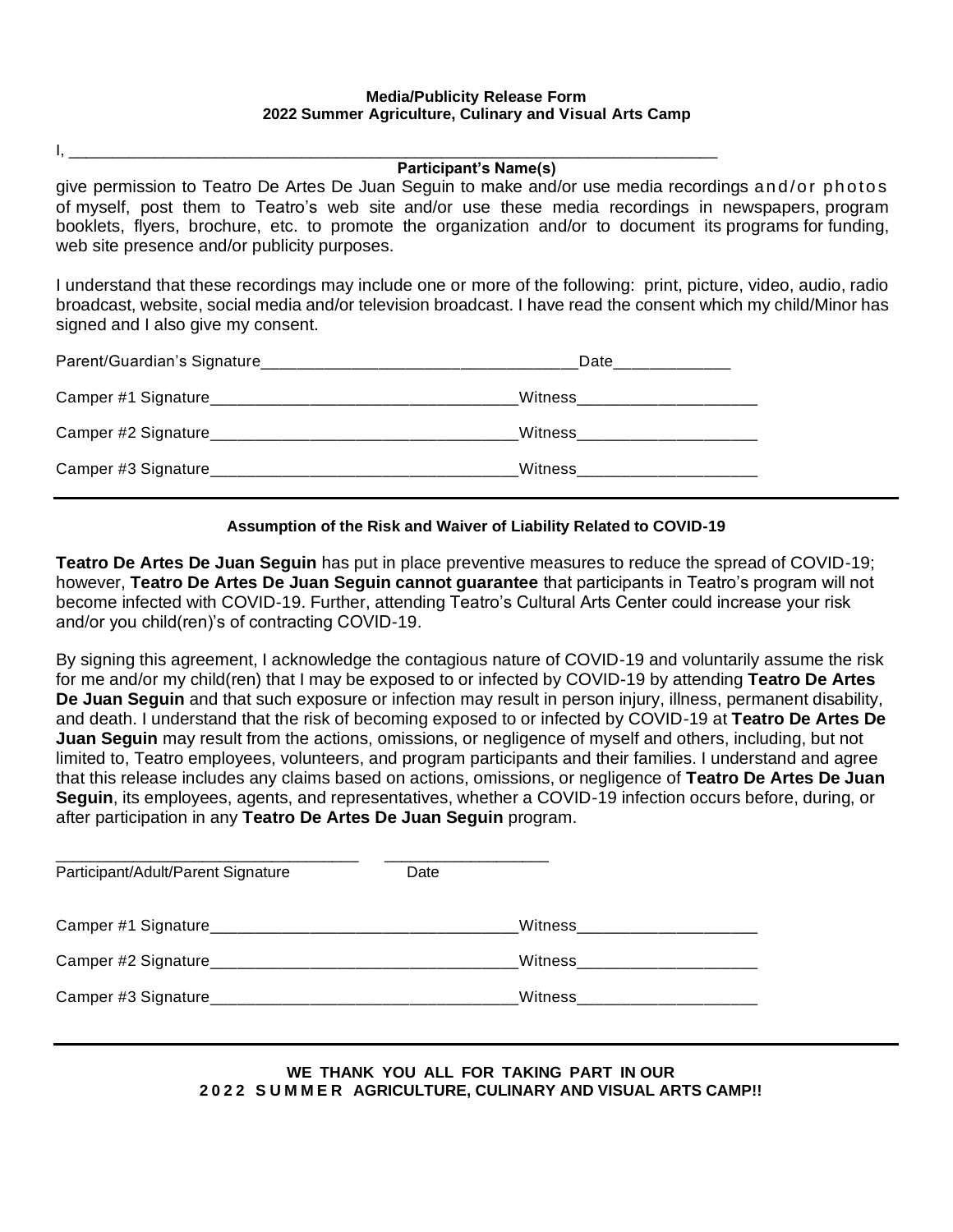**Media/Publicity Release Form**
**2022 Summer Agriculture, Culinary and Visual Arts Camp**

I, ___________________________________________________________________________

**Participant's Name(s)**

give permission to Teatro De Artes De Juan Seguin to make and/or use media recordings and/or photos of myself, post them to Teatro's web site and/or use these media recordings in newspapers, program booklets, flyers, brochure, etc. to promote the organization and/or to document its programs for funding, web site presence and/or publicity purposes.

I understand that these recordings may include one or more of the following: print, picture, video, audio, radio broadcast, website, social media and/or television broadcast. I have read the consent which my child/Minor has signed and I also give my consent.

Parent/Guardian's Signature___________________________________Date_____________

Camper #1 Signature__________________________________Witness___________________

Camper #2 Signature__________________________________Witness___________________

Camper #3 Signature__________________________________Witness___________________

---

**Assumption of the Risk and Waiver of Liability Related to COVID-19**

**Teatro De Artes De Juan Seguin** has put in place preventive measures to reduce the spread of COVID-19; however, **Teatro De Artes De Juan Seguin cannot guarantee** that participants in Teatro's program will not become infected with COVID-19. Further, attending Teatro's Cultural Arts Center could increase your risk and/or you child(ren)'s of contracting COVID-19.

By signing this agreement, I acknowledge the contagious nature of COVID-19 and voluntarily assume the risk for me and/or my child(ren) that I may be exposed to or infected by COVID-19 by attending **Teatro De Artes De Juan Seguin** and that such exposure or infection may result in person injury, illness, permanent disability, and death. I understand that the risk of becoming exposed to or infected by COVID-19 at **Teatro De Artes De Juan Seguin** may result from the actions, omissions, or negligence of myself and others, including, but not limited to, Teatro employees, volunteers, and program participants and their families. I understand and agree that this release includes any claims based on actions, omissions, or negligence of **Teatro De Artes De Juan Seguin**, its employees, agents, and representatives, whether a COVID-19 infection occurs before, during, or after participation in any **Teatro De Artes De Juan Seguin** program.

_________________________________ __________________

Participant/Adult/Parent Signature Date

Camper #1 Signature__________________________________Witness___________________

Camper #2 Signature__________________________________Witness___________________

Camper #3 Signature__________________________________Witness___________________

---

**WE THANK YOU ALL FOR TAKING PART IN OUR**
**2022 SUMMER AGRICULTURE, CULINARY AND VISUAL ARTS CAMP!!**